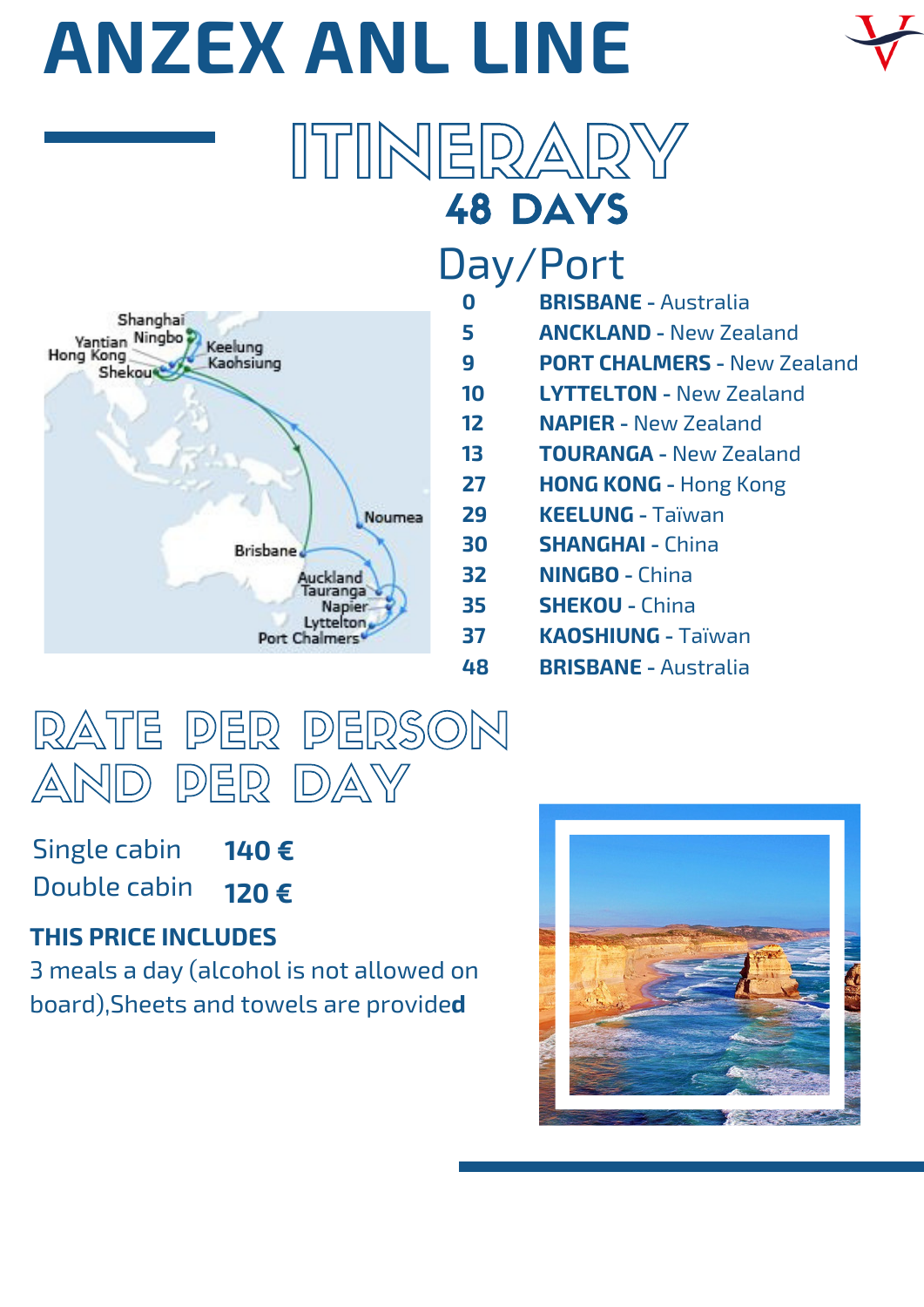# ANZEX ANL LINE

## ITINERARY

### 48 DAYS

| Day | Port |
| --- | --- |
| 0 | **BRISBANE** - Australia |
| 5 | **ANCKLAND** - New Zealand |
| 9 | **PORT CHALMERS** - New Zealand |
| 10 | **LYTTELTON** - New Zealand |
| 12 | **NAPIER** - New Zealand |
| 13 | **TOURANGA** - New Zealand |
| 27 | **HONG KONG** - Hong Kong |
| 29 | **KEELUNG** - Taïwan |
| 30 | **SHANGHAI** - China |
| 32 | **NINGBO** - China |
| 35 | **SHEKOU** - China |
| 37 | **KAOSHIUNG** - Taïwan |
| 48 | **BRISBANE** - Australia |

## RATE PER PERSON AND PER DAY

| | |
| --- | --- |
| Single cabin | **140 €** |
| Double cabin | **120 €** |

**THIS PRICE INCLUDES**

3 meals a day (alcohol is not allowed on board),Sheets and towels are provided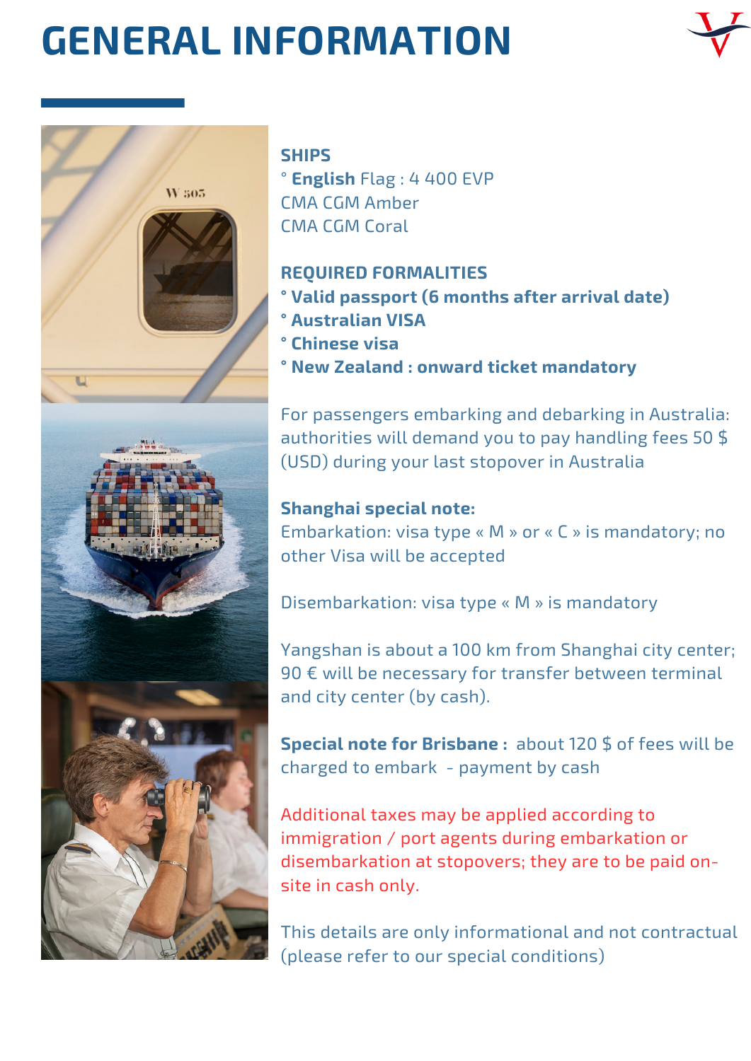# GENERAL INFORMATION

**SHIPS**

° **English** Flag : 4 400 EVP
CMA CGM Amber
CMA CGM Coral

**REQUIRED FORMALITIES**

- **° Valid passport (6 months after arrival date)**
- **° Australian VISA**
- **° Chinese visa**
- **° New Zealand : onward ticket mandatory**

For passengers embarking and debarking in Australia: authorities will demand you to pay handling fees 50 $ (USD) during your last stopover in Australia

**Shanghai special note:**
Embarkation: visa type « M » or « C » is mandatory; no other Visa will be accepted

Disembarkation: visa type « M » is mandatory

Yangshan is about a 100 km from Shanghai city center; 90 € will be necessary for transfer between terminal and city center (by cash).

**Special note for Brisbane :** about 120 $ of fees will be charged to embark - payment by cash

Additional taxes may be applied according to immigration / port agents during embarkation or disembarkation at stopovers; they are to be paid on-site in cash only.

This details are only informational and not contractual (please refer to our special conditions)